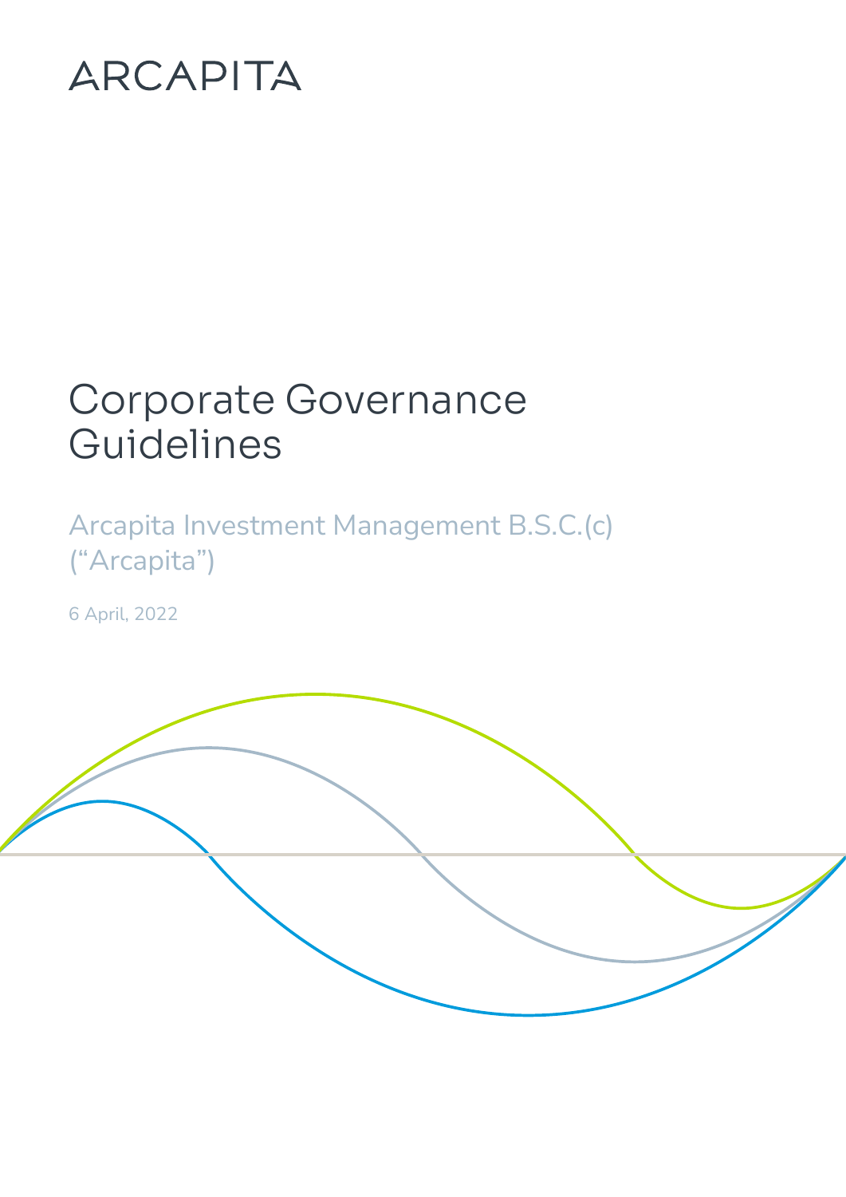ARCAPITA

# Corporate Governance Guidelines

Arcapita Investment Management B.S.C.(c) ("Arcapita")

6 April, 2022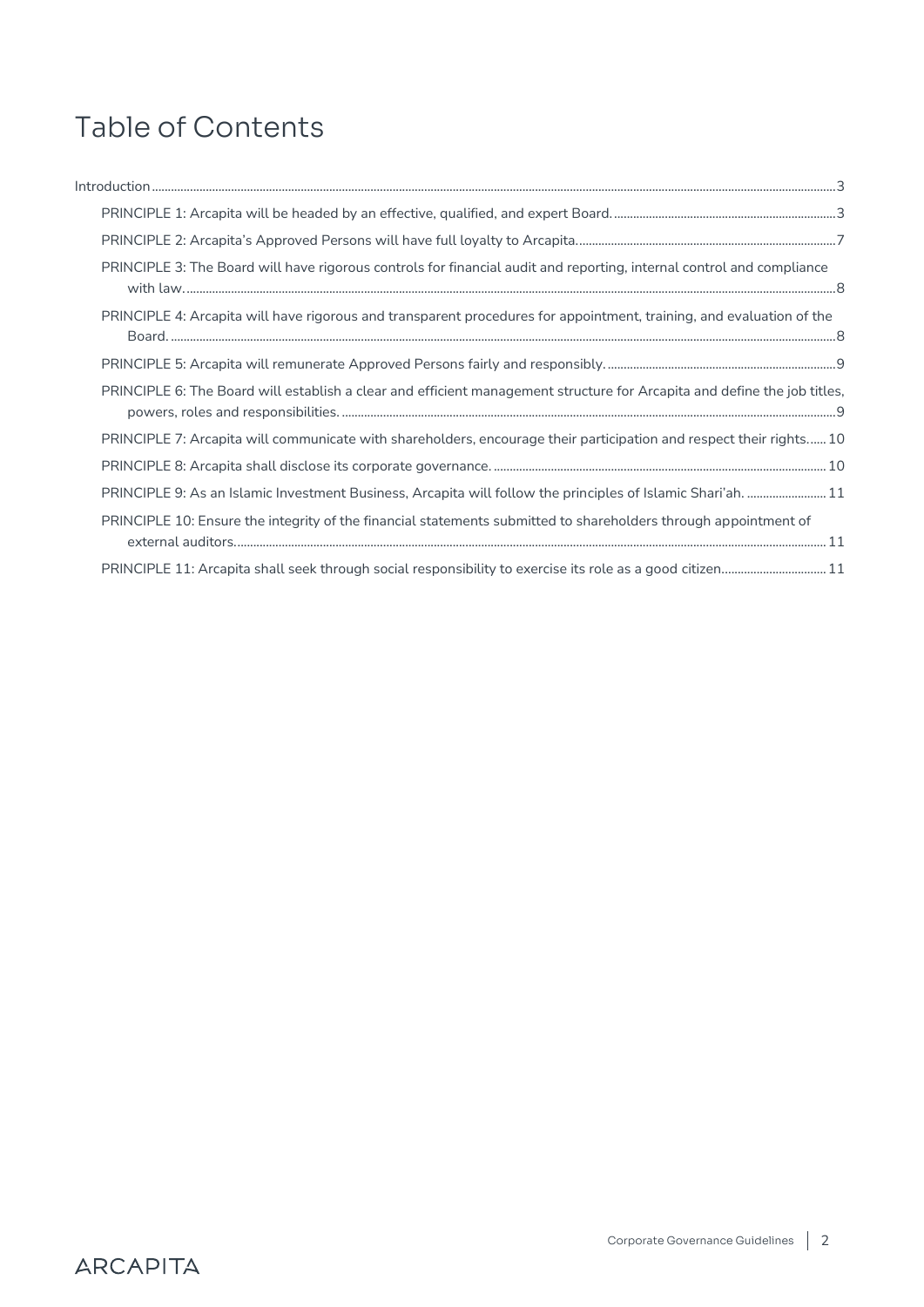# Table of Contents

Introduction ... 3

- PRINCIPLE 1: Arcapita will be headed by an effective, qualified, and expert Board. ... 3
- PRINCIPLE 2: Arcapita's Approved Persons will have full loyalty to Arcapita. ... 7
- PRINCIPLE 3: The Board will have rigorous controls for financial audit and reporting, internal control and compliance with law. ... 8
- PRINCIPLE 4: Arcapita will have rigorous and transparent procedures for appointment, training, and evaluation of the Board. ... 8
- PRINCIPLE 5: Arcapita will remunerate Approved Persons fairly and responsibly. ... 9
- PRINCIPLE 6: The Board will establish a clear and efficient management structure for Arcapita and define the job titles, powers, roles and responsibilities. ... 9
- PRINCIPLE 7: Arcapita will communicate with shareholders, encourage their participation and respect their rights. ... 10
- PRINCIPLE 8: Arcapita shall disclose its corporate governance. ... 10
- PRINCIPLE 9: As an Islamic Investment Business, Arcapita will follow the principles of Islamic Shari'ah. ... 11
- PRINCIPLE 10: Ensure the integrity of the financial statements submitted to shareholders through appointment of external auditors. ... 11
- PRINCIPLE 11: Arcapita shall seek through social responsibility to exercise its role as a good citizen ... 11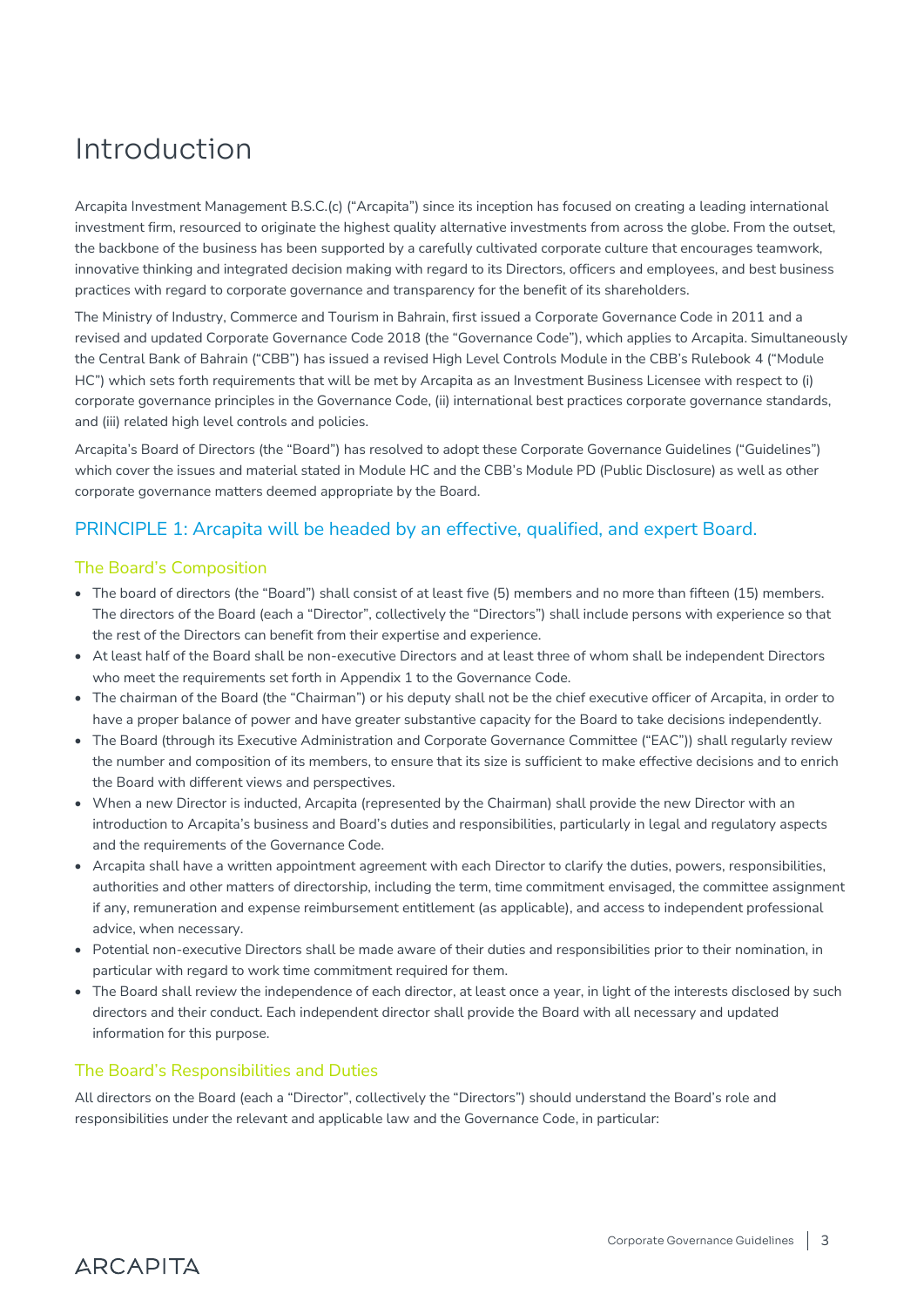# Introduction

Arcapita Investment Management B.S.C.(c) ("Arcapita") since its inception has focused on creating a leading international investment firm, resourced to originate the highest quality alternative investments from across the globe. From the outset, the backbone of the business has been supported by a carefully cultivated corporate culture that encourages teamwork, innovative thinking and integrated decision making with regard to its Directors, officers and employees, and best business practices with regard to corporate governance and transparency for the benefit of its shareholders.

The Ministry of Industry, Commerce and Tourism in Bahrain, first issued a Corporate Governance Code in 2011 and a revised and updated Corporate Governance Code 2018 (the "Governance Code"), which applies to Arcapita. Simultaneously the Central Bank of Bahrain ("CBB") has issued a revised High Level Controls Module in the CBB's Rulebook 4 ("Module HC") which sets forth requirements that will be met by Arcapita as an Investment Business Licensee with respect to (i) corporate governance principles in the Governance Code, (ii) international best practices corporate governance standards, and (iii) related high level controls and policies.

Arcapita's Board of Directors (the "Board") has resolved to adopt these Corporate Governance Guidelines ("Guidelines") which cover the issues and material stated in Module HC and the CBB's Module PD (Public Disclosure) as well as other corporate governance matters deemed appropriate by the Board.

## PRINCIPLE 1: Arcapita will be headed by an effective, qualified, and expert Board.

### The Board's Composition

- The board of directors (the "Board") shall consist of at least five (5) members and no more than fifteen (15) members. The directors of the Board (each a "Director", collectively the "Directors") shall include persons with experience so that the rest of the Directors can benefit from their expertise and experience.
- At least half of the Board shall be non-executive Directors and at least three of whom shall be independent Directors who meet the requirements set forth in Appendix 1 to the Governance Code.
- The chairman of the Board (the "Chairman") or his deputy shall not be the chief executive officer of Arcapita, in order to have a proper balance of power and have greater substantive capacity for the Board to take decisions independently.
- The Board (through its Executive Administration and Corporate Governance Committee ("EAC")) shall regularly review the number and composition of its members, to ensure that its size is sufficient to make effective decisions and to enrich the Board with different views and perspectives.
- When a new Director is inducted, Arcapita (represented by the Chairman) shall provide the new Director with an introduction to Arcapita's business and Board's duties and responsibilities, particularly in legal and regulatory aspects and the requirements of the Governance Code.
- Arcapita shall have a written appointment agreement with each Director to clarify the duties, powers, responsibilities, authorities and other matters of directorship, including the term, time commitment envisaged, the committee assignment if any, remuneration and expense reimbursement entitlement (as applicable), and access to independent professional advice, when necessary.
- Potential non-executive Directors shall be made aware of their duties and responsibilities prior to their nomination, in particular with regard to work time commitment required for them.
- The Board shall review the independence of each director, at least once a year, in light of the interests disclosed by such directors and their conduct. Each independent director shall provide the Board with all necessary and updated information for this purpose.

### The Board's Responsibilities and Duties

All directors on the Board (each a "Director", collectively the "Directors") should understand the Board's role and responsibilities under the relevant and applicable law and the Governance Code, in particular: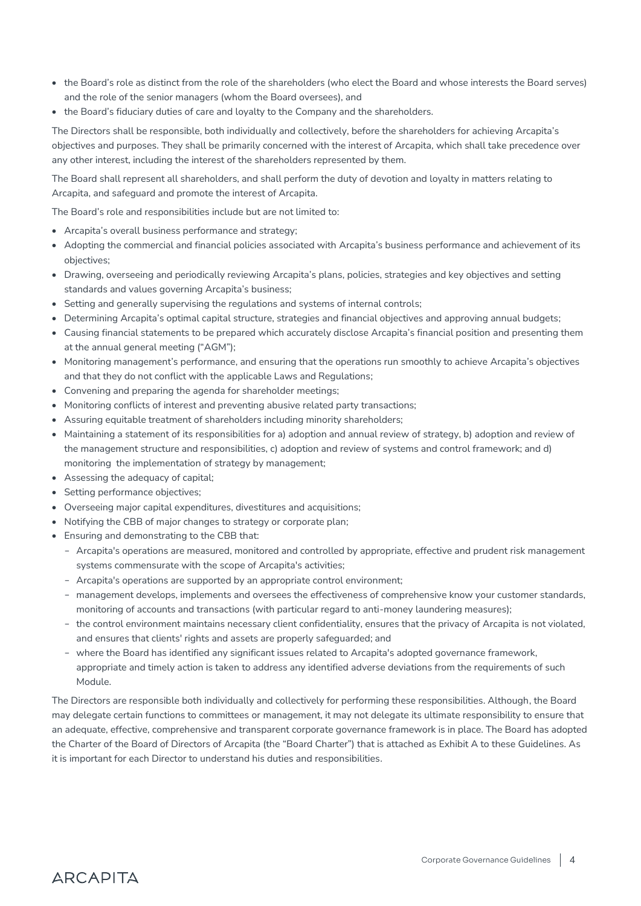- the Board's role as distinct from the role of the shareholders (who elect the Board and whose interests the Board serves) and the role of the senior managers (whom the Board oversees), and
- the Board's fiduciary duties of care and loyalty to the Company and the shareholders.

The Directors shall be responsible, both individually and collectively, before the shareholders for achieving Arcapita's objectives and purposes. They shall be primarily concerned with the interest of Arcapita, which shall take precedence over any other interest, including the interest of the shareholders represented by them.

The Board shall represent all shareholders, and shall perform the duty of devotion and loyalty in matters relating to Arcapita, and safeguard and promote the interest of Arcapita.

The Board's role and responsibilities include but are not limited to:

- Arcapita's overall business performance and strategy;
- Adopting the commercial and financial policies associated with Arcapita's business performance and achievement of its objectives;
- Drawing, overseeing and periodically reviewing Arcapita's plans, policies, strategies and key objectives and setting standards and values governing Arcapita's business;
- Setting and generally supervising the regulations and systems of internal controls;
- Determining Arcapita's optimal capital structure, strategies and financial objectives and approving annual budgets;
- Causing financial statements to be prepared which accurately disclose Arcapita's financial position and presenting them at the annual general meeting ("AGM");
- Monitoring management's performance, and ensuring that the operations run smoothly to achieve Arcapita's objectives and that they do not conflict with the applicable Laws and Regulations;
- Convening and preparing the agenda for shareholder meetings;
- Monitoring conflicts of interest and preventing abusive related party transactions;
- Assuring equitable treatment of shareholders including minority shareholders;
- Maintaining a statement of its responsibilities for a) adoption and annual review of strategy, b) adoption and review of the management structure and responsibilities, c) adoption and review of systems and control framework; and d) monitoring the implementation of strategy by management;
- Assessing the adequacy of capital;
- Setting performance objectives;
- Overseeing major capital expenditures, divestitures and acquisitions;
- Notifying the CBB of major changes to strategy or corporate plan;
- Ensuring and demonstrating to the CBB that:
  - Arcapita's operations are measured, monitored and controlled by appropriate, effective and prudent risk management systems commensurate with the scope of Arcapita's activities;
  - Arcapita's operations are supported by an appropriate control environment;
  - management develops, implements and oversees the effectiveness of comprehensive know your customer standards, monitoring of accounts and transactions (with particular regard to anti-money laundering measures);
  - the control environment maintains necessary client confidentiality, ensures that the privacy of Arcapita is not violated, and ensures that clients' rights and assets are properly safeguarded; and
  - where the Board has identified any significant issues related to Arcapita's adopted governance framework, appropriate and timely action is taken to address any identified adverse deviations from the requirements of such Module.

The Directors are responsible both individually and collectively for performing these responsibilities. Although, the Board may delegate certain functions to committees or management, it may not delegate its ultimate responsibility to ensure that an adequate, effective, comprehensive and transparent corporate governance framework is in place. The Board has adopted the Charter of the Board of Directors of Arcapita (the "Board Charter") that is attached as Exhibit A to these Guidelines. As it is important for each Director to understand his duties and responsibilities.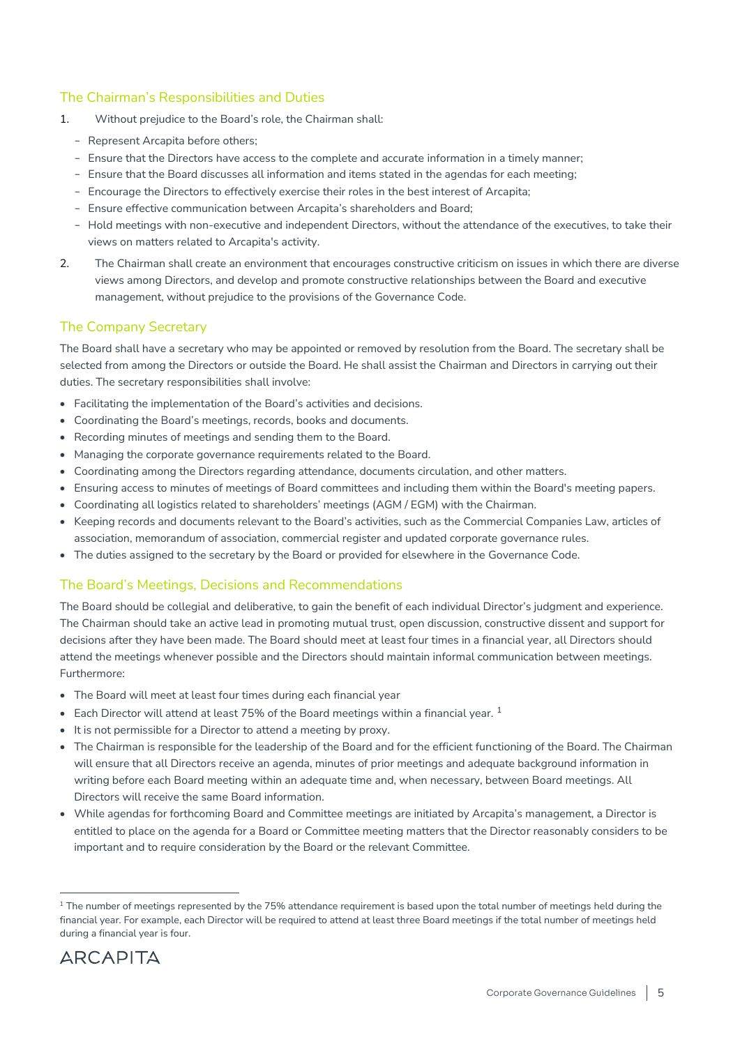## The Chairman's Responsibilities and Duties

1. Without prejudice to the Board's role, the Chairman shall:
   - Represent Arcapita before others;
   - Ensure that the Directors have access to the complete and accurate information in a timely manner;
   - Ensure that the Board discusses all information and items stated in the agendas for each meeting;
   - Encourage the Directors to effectively exercise their roles in the best interest of Arcapita;
   - Ensure effective communication between Arcapita's shareholders and Board;
   - Hold meetings with non-executive and independent Directors, without the attendance of the executives, to take their views on matters related to Arcapita's activity.
2. The Chairman shall create an environment that encourages constructive criticism on issues in which there are diverse views among Directors, and develop and promote constructive relationships between the Board and executive management, without prejudice to the provisions of the Governance Code.

## The Company Secretary

The Board shall have a secretary who may be appointed or removed by resolution from the Board. The secretary shall be selected from among the Directors or outside the Board. He shall assist the Chairman and Directors in carrying out their duties. The secretary responsibilities shall involve:

- Facilitating the implementation of the Board's activities and decisions.
- Coordinating the Board's meetings, records, books and documents.
- Recording minutes of meetings and sending them to the Board.
- Managing the corporate governance requirements related to the Board.
- Coordinating among the Directors regarding attendance, documents circulation, and other matters.
- Ensuring access to minutes of meetings of Board committees and including them within the Board's meeting papers.
- Coordinating all logistics related to shareholders' meetings (AGM / EGM) with the Chairman.
- Keeping records and documents relevant to the Board's activities, such as the Commercial Companies Law, articles of association, memorandum of association, commercial register and updated corporate governance rules.
- The duties assigned to the secretary by the Board or provided for elsewhere in the Governance Code.

## The Board's Meetings, Decisions and Recommendations

The Board should be collegial and deliberative, to gain the benefit of each individual Director's judgment and experience. The Chairman should take an active lead in promoting mutual trust, open discussion, constructive dissent and support for decisions after they have been made. The Board should meet at least four times in a financial year, all Directors should attend the meetings whenever possible and the Directors should maintain informal communication between meetings. Furthermore:

- The Board will meet at least four times during each financial year
- Each Director will attend at least 75% of the Board meetings within a financial year. [1]
- It is not permissible for a Director to attend a meeting by proxy.
- The Chairman is responsible for the leadership of the Board and for the efficient functioning of the Board. The Chairman will ensure that all Directors receive an agenda, minutes of prior meetings and adequate background information in writing before each Board meeting within an adequate time and, when necessary, between Board meetings. All Directors will receive the same Board information.
- While agendas for forthcoming Board and Committee meetings are initiated by Arcapita's management, a Director is entitled to place on the agenda for a Board or Committee meeting matters that the Director reasonably considers to be important and to require consideration by the Board or the relevant Committee.

---

[1] The number of meetings represented by the 75% attendance requirement is based upon the total number of meetings held during the financial year. For example, each Director will be required to attend at least three Board meetings if the total number of meetings held during a financial year is four.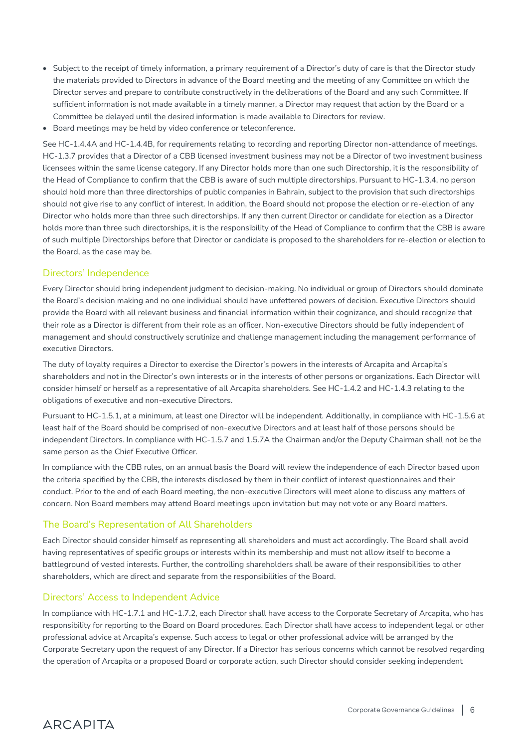- Subject to the receipt of timely information, a primary requirement of a Director's duty of care is that the Director study the materials provided to Directors in advance of the Board meeting and the meeting of any Committee on which the Director serves and prepare to contribute constructively in the deliberations of the Board and any such Committee. If sufficient information is not made available in a timely manner, a Director may request that action by the Board or a Committee be delayed until the desired information is made available to Directors for review.
- Board meetings may be held by video conference or teleconference.

See HC-1.4.4A and HC-1.4.4B, for requirements relating to recording and reporting Director non-attendance of meetings. HC-1.3.7 provides that a Director of a CBB licensed investment business may not be a Director of two investment business licensees within the same license category. If any Director holds more than one such Directorship, it is the responsibility of the Head of Compliance to confirm that the CBB is aware of such multiple directorships. Pursuant to HC-1.3.4, no person should hold more than three directorships of public companies in Bahrain, subject to the provision that such directorships should not give rise to any conflict of interest. In addition, the Board should not propose the election or re-election of any Director who holds more than three such directorships. If any then current Director or candidate for election as a Director holds more than three such directorships, it is the responsibility of the Head of Compliance to confirm that the CBB is aware of such multiple Directorships before that Director or candidate is proposed to the shareholders for re-election or election to the Board, as the case may be.

## Directors' Independence

Every Director should bring independent judgment to decision-making. No individual or group of Directors should dominate the Board's decision making and no one individual should have unfettered powers of decision. Executive Directors should provide the Board with all relevant business and financial information within their cognizance, and should recognize that their role as a Director is different from their role as an officer. Non-executive Directors should be fully independent of management and should constructively scrutinize and challenge management including the management performance of executive Directors.

The duty of loyalty requires a Director to exercise the Director's powers in the interests of Arcapita and Arcapita's shareholders and not in the Director's own interests or in the interests of other persons or organizations. Each Director will consider himself or herself as a representative of all Arcapita shareholders. See HC-1.4.2 and HC-1.4.3 relating to the obligations of executive and non-executive Directors.

Pursuant to HC-1.5.1, at a minimum, at least one Director will be independent. Additionally, in compliance with HC-1.5.6 at least half of the Board should be comprised of non-executive Directors and at least half of those persons should be independent Directors. In compliance with HC-1.5.7 and 1.5.7A the Chairman and/or the Deputy Chairman shall not be the same person as the Chief Executive Officer.

In compliance with the CBB rules, on an annual basis the Board will review the independence of each Director based upon the criteria specified by the CBB, the interests disclosed by them in their conflict of interest questionnaires and their conduct. Prior to the end of each Board meeting, the non-executive Directors will meet alone to discuss any matters of concern. Non Board members may attend Board meetings upon invitation but may not vote or any Board matters.

## The Board's Representation of All Shareholders

Each Director should consider himself as representing all shareholders and must act accordingly. The Board shall avoid having representatives of specific groups or interests within its membership and must not allow itself to become a battleground of vested interests. Further, the controlling shareholders shall be aware of their responsibilities to other shareholders, which are direct and separate from the responsibilities of the Board.

## Directors' Access to Independent Advice

In compliance with HC-1.7.1 and HC-1.7.2, each Director shall have access to the Corporate Secretary of Arcapita, who has responsibility for reporting to the Board on Board procedures. Each Director shall have access to independent legal or other professional advice at Arcapita's expense. Such access to legal or other professional advice will be arranged by the Corporate Secretary upon the request of any Director. If a Director has serious concerns which cannot be resolved regarding the operation of Arcapita or a proposed Board or corporate action, such Director should consider seeking independent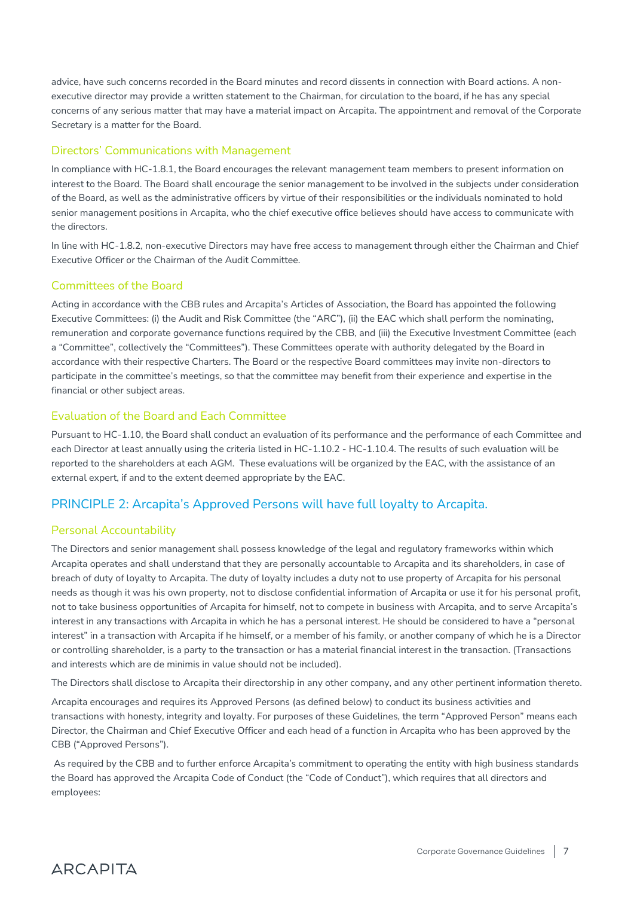advice, have such concerns recorded in the Board minutes and record dissents in connection with Board actions. A non-executive director may provide a written statement to the Chairman, for circulation to the board, if he has any special concerns of any serious matter that may have a material impact on Arcapita. The appointment and removal of the Corporate Secretary is a matter for the Board.

### Directors' Communications with Management

In compliance with HC-1.8.1, the Board encourages the relevant management team members to present information on interest to the Board. The Board shall encourage the senior management to be involved in the subjects under consideration of the Board, as well as the administrative officers by virtue of their responsibilities or the individuals nominated to hold senior management positions in Arcapita, who the chief executive office believes should have access to communicate with the directors.

In line with HC-1.8.2, non-executive Directors may have free access to management through either the Chairman and Chief Executive Officer or the Chairman of the Audit Committee.

### Committees of the Board

Acting in accordance with the CBB rules and Arcapita's Articles of Association, the Board has appointed the following Executive Committees: (i) the Audit and Risk Committee (the "ARC"), (ii) the EAC which shall perform the nominating, remuneration and corporate governance functions required by the CBB, and (iii) the Executive Investment Committee (each a "Committee", collectively the "Committees"). These Committees operate with authority delegated by the Board in accordance with their respective Charters. The Board or the respective Board committees may invite non-directors to participate in the committee's meetings, so that the committee may benefit from their experience and expertise in the financial or other subject areas.

### Evaluation of the Board and Each Committee

Pursuant to HC-1.10, the Board shall conduct an evaluation of its performance and the performance of each Committee and each Director at least annually using the criteria listed in HC-1.10.2 - HC-1.10.4. The results of such evaluation will be reported to the shareholders at each AGM. These evaluations will be organized by the EAC, with the assistance of an external expert, if and to the extent deemed appropriate by the EAC.

## PRINCIPLE 2: Arcapita's Approved Persons will have full loyalty to Arcapita.

### Personal Accountability

The Directors and senior management shall possess knowledge of the legal and regulatory frameworks within which Arcapita operates and shall understand that they are personally accountable to Arcapita and its shareholders, in case of breach of duty of loyalty to Arcapita. The duty of loyalty includes a duty not to use property of Arcapita for his personal needs as though it was his own property, not to disclose confidential information of Arcapita or use it for his personal profit, not to take business opportunities of Arcapita for himself, not to compete in business with Arcapita, and to serve Arcapita's interest in any transactions with Arcapita in which he has a personal interest. He should be considered to have a "personal interest" in a transaction with Arcapita if he himself, or a member of his family, or another company of which he is a Director or controlling shareholder, is a party to the transaction or has a material financial interest in the transaction. (Transactions and interests which are de minimis in value should not be included).

The Directors shall disclose to Arcapita their directorship in any other company, and any other pertinent information thereto.

Arcapita encourages and requires its Approved Persons (as defined below) to conduct its business activities and transactions with honesty, integrity and loyalty. For purposes of these Guidelines, the term "Approved Person" means each Director, the Chairman and Chief Executive Officer and each head of a function in Arcapita who has been approved by the CBB ("Approved Persons").

As required by the CBB and to further enforce Arcapita's commitment to operating the entity with high business standards the Board has approved the Arcapita Code of Conduct (the "Code of Conduct"), which requires that all directors and employees: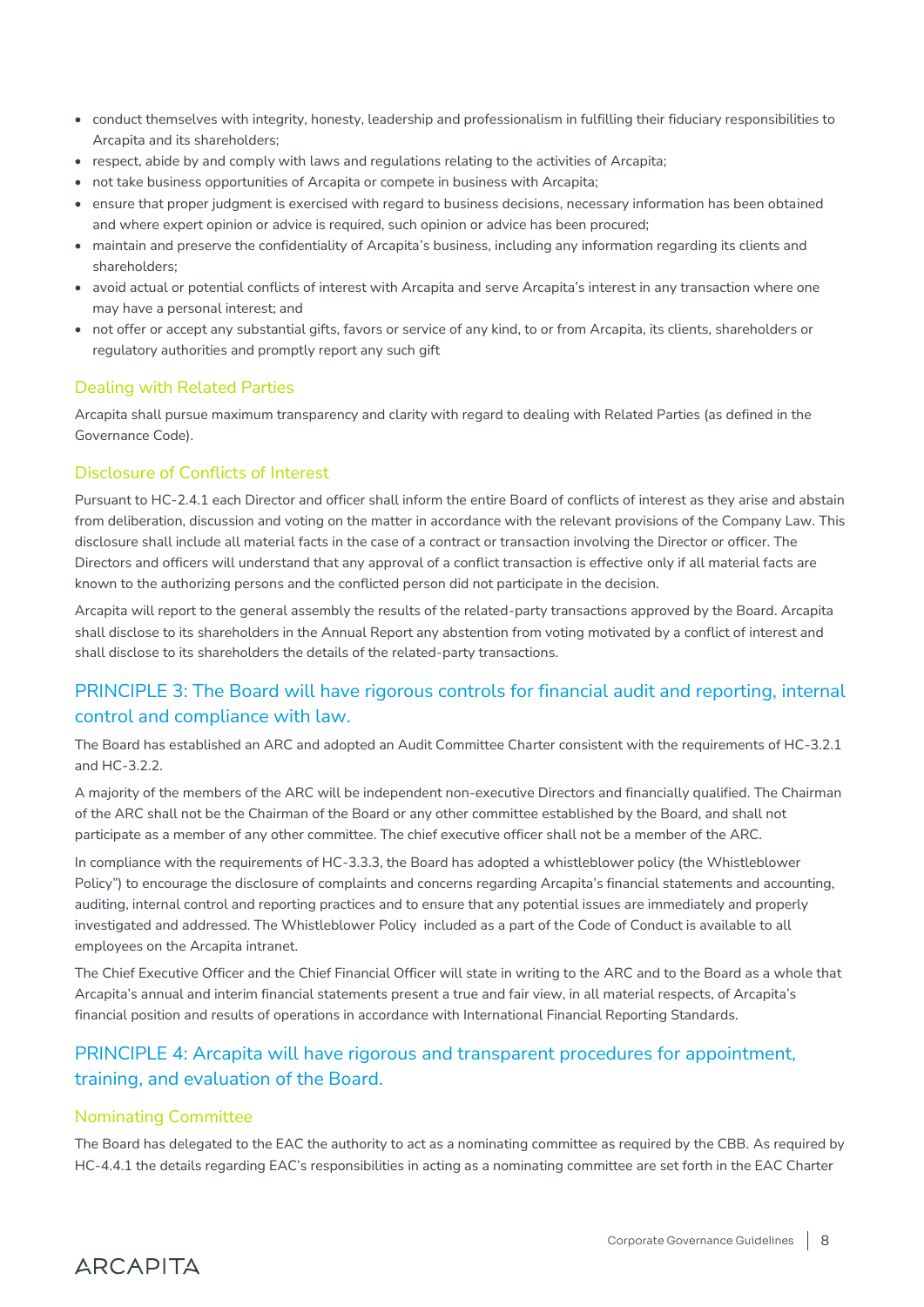- conduct themselves with integrity, honesty, leadership and professionalism in fulfilling their fiduciary responsibilities to Arcapita and its shareholders;
- respect, abide by and comply with laws and regulations relating to the activities of Arcapita;
- not take business opportunities of Arcapita or compete in business with Arcapita;
- ensure that proper judgment is exercised with regard to business decisions, necessary information has been obtained and where expert opinion or advice is required, such opinion or advice has been procured;
- maintain and preserve the confidentiality of Arcapita's business, including any information regarding its clients and shareholders;
- avoid actual or potential conflicts of interest with Arcapita and serve Arcapita's interest in any transaction where one may have a personal interest; and
- not offer or accept any substantial gifts, favors or service of any kind, to or from Arcapita, its clients, shareholders or regulatory authorities and promptly report any such gift

### Dealing with Related Parties

Arcapita shall pursue maximum transparency and clarity with regard to dealing with Related Parties (as defined in the Governance Code).

### Disclosure of Conflicts of Interest

Pursuant to HC-2.4.1 each Director and officer shall inform the entire Board of conflicts of interest as they arise and abstain from deliberation, discussion and voting on the matter in accordance with the relevant provisions of the Company Law. This disclosure shall include all material facts in the case of a contract or transaction involving the Director or officer. The Directors and officers will understand that any approval of a conflict transaction is effective only if all material facts are known to the authorizing persons and the conflicted person did not participate in the decision.

Arcapita will report to the general assembly the results of the related-party transactions approved by the Board. Arcapita shall disclose to its shareholders in the Annual Report any abstention from voting motivated by a conflict of interest and shall disclose to its shareholders the details of the related-party transactions.

## PRINCIPLE 3: The Board will have rigorous controls for financial audit and reporting, internal control and compliance with law.

The Board has established an ARC and adopted an Audit Committee Charter consistent with the requirements of HC-3.2.1 and HC-3.2.2.

A majority of the members of the ARC will be independent non-executive Directors and financially qualified. The Chairman of the ARC shall not be the Chairman of the Board or any other committee established by the Board, and shall not participate as a member of any other committee. The chief executive officer shall not be a member of the ARC.

In compliance with the requirements of HC-3.3.3, the Board has adopted a whistleblower policy (the Whistleblower Policy") to encourage the disclosure of complaints and concerns regarding Arcapita's financial statements and accounting, auditing, internal control and reporting practices and to ensure that any potential issues are immediately and properly investigated and addressed. The Whistleblower Policy included as a part of the Code of Conduct is available to all employees on the Arcapita intranet.

The Chief Executive Officer and the Chief Financial Officer will state in writing to the ARC and to the Board as a whole that Arcapita's annual and interim financial statements present a true and fair view, in all material respects, of Arcapita's financial position and results of operations in accordance with International Financial Reporting Standards.

## PRINCIPLE 4: Arcapita will have rigorous and transparent procedures for appointment, training, and evaluation of the Board.

### Nominating Committee

The Board has delegated to the EAC the authority to act as a nominating committee as required by the CBB. As required by HC-4.4.1 the details regarding EAC's responsibilities in acting as a nominating committee are set forth in the EAC Charter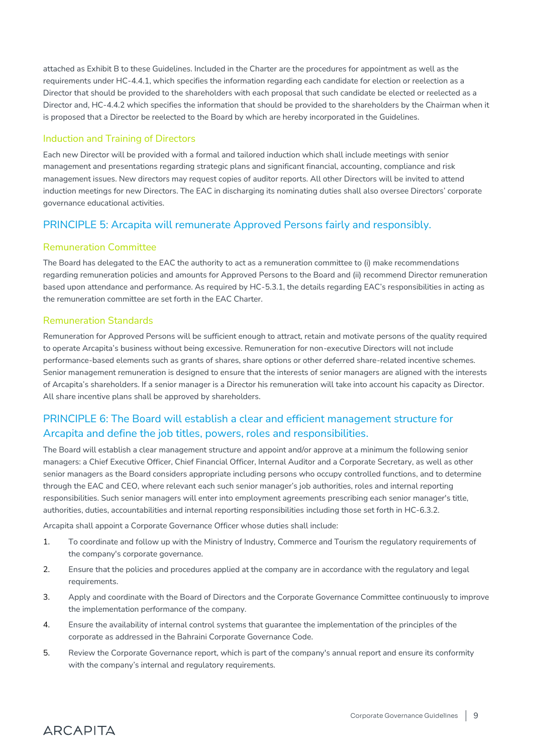attached as Exhibit B to these Guidelines. Included in the Charter are the procedures for appointment as well as the requirements under HC-4.4.1, which specifies the information regarding each candidate for election or reelection as a Director that should be provided to the shareholders with each proposal that such candidate be elected or reelected as a Director and, HC-4.4.2 which specifies the information that should be provided to the shareholders by the Chairman when it is proposed that a Director be reelected to the Board by which are hereby incorporated in the Guidelines.

### Induction and Training of Directors

Each new Director will be provided with a formal and tailored induction which shall include meetings with senior management and presentations regarding strategic plans and significant financial, accounting, compliance and risk management issues. New directors may request copies of auditor reports. All other Directors will be invited to attend induction meetings for new Directors. The EAC in discharging its nominating duties shall also oversee Directors' corporate governance educational activities.

## PRINCIPLE 5: Arcapita will remunerate Approved Persons fairly and responsibly.

### Remuneration Committee

The Board has delegated to the EAC the authority to act as a remuneration committee to (i) make recommendations regarding remuneration policies and amounts for Approved Persons to the Board and (ii) recommend Director remuneration based upon attendance and performance. As required by HC-5.3.1, the details regarding EAC's responsibilities in acting as the remuneration committee are set forth in the EAC Charter.

### Remuneration Standards

Remuneration for Approved Persons will be sufficient enough to attract, retain and motivate persons of the quality required to operate Arcapita's business without being excessive. Remuneration for non-executive Directors will not include performance-based elements such as grants of shares, share options or other deferred share-related incentive schemes. Senior management remuneration is designed to ensure that the interests of senior managers are aligned with the interests of Arcapita's shareholders. If a senior manager is a Director his remuneration will take into account his capacity as Director. All share incentive plans shall be approved by shareholders.

## PRINCIPLE 6: The Board will establish a clear and efficient management structure for Arcapita and define the job titles, powers, roles and responsibilities.

The Board will establish a clear management structure and appoint and/or approve at a minimum the following senior managers: a Chief Executive Officer, Chief Financial Officer, Internal Auditor and a Corporate Secretary, as well as other senior managers as the Board considers appropriate including persons who occupy controlled functions, and to determine through the EAC and CEO, where relevant each such senior manager's job authorities, roles and internal reporting responsibilities. Such senior managers will enter into employment agreements prescribing each senior manager's title, authorities, duties, accountabilities and internal reporting responsibilities including those set forth in HC-6.3.2.

Arcapita shall appoint a Corporate Governance Officer whose duties shall include:

1. To coordinate and follow up with the Ministry of Industry, Commerce and Tourism the regulatory requirements of the company's corporate governance.
2. Ensure that the policies and procedures applied at the company are in accordance with the regulatory and legal requirements.
3. Apply and coordinate with the Board of Directors and the Corporate Governance Committee continuously to improve the implementation performance of the company.
4. Ensure the availability of internal control systems that guarantee the implementation of the principles of the corporate as addressed in the Bahraini Corporate Governance Code.
5. Review the Corporate Governance report, which is part of the company's annual report and ensure its conformity with the company's internal and regulatory requirements.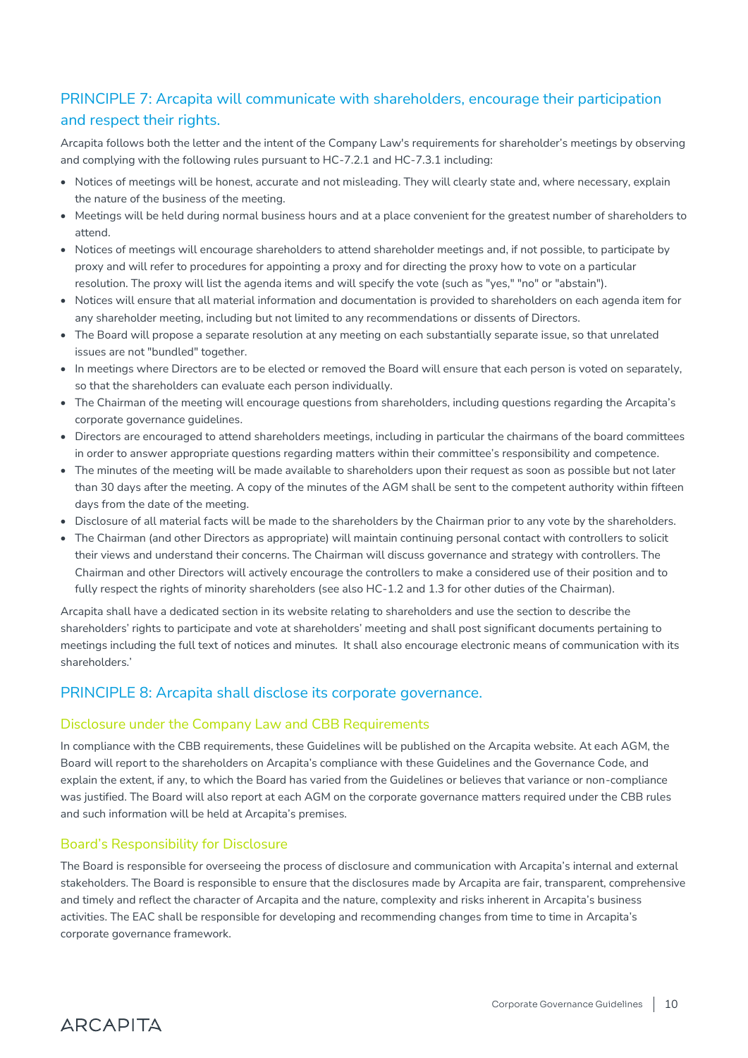## PRINCIPLE 7: Arcapita will communicate with shareholders, encourage their participation and respect their rights.

Arcapita follows both the letter and the intent of the Company Law's requirements for shareholder's meetings by observing and complying with the following rules pursuant to HC-7.2.1 and HC-7.3.1 including:

- Notices of meetings will be honest, accurate and not misleading. They will clearly state and, where necessary, explain the nature of the business of the meeting.
- Meetings will be held during normal business hours and at a place convenient for the greatest number of shareholders to attend.
- Notices of meetings will encourage shareholders to attend shareholder meetings and, if not possible, to participate by proxy and will refer to procedures for appointing a proxy and for directing the proxy how to vote on a particular resolution. The proxy will list the agenda items and will specify the vote (such as "yes," "no" or "abstain").
- Notices will ensure that all material information and documentation is provided to shareholders on each agenda item for any shareholder meeting, including but not limited to any recommendations or dissents of Directors.
- The Board will propose a separate resolution at any meeting on each substantially separate issue, so that unrelated issues are not "bundled" together.
- In meetings where Directors are to be elected or removed the Board will ensure that each person is voted on separately, so that the shareholders can evaluate each person individually.
- The Chairman of the meeting will encourage questions from shareholders, including questions regarding the Arcapita's corporate governance guidelines.
- Directors are encouraged to attend shareholders meetings, including in particular the chairmans of the board committees in order to answer appropriate questions regarding matters within their committee's responsibility and competence.
- The minutes of the meeting will be made available to shareholders upon their request as soon as possible but not later than 30 days after the meeting. A copy of the minutes of the AGM shall be sent to the competent authority within fifteen days from the date of the meeting.
- Disclosure of all material facts will be made to the shareholders by the Chairman prior to any vote by the shareholders.
- The Chairman (and other Directors as appropriate) will maintain continuing personal contact with controllers to solicit their views and understand their concerns. The Chairman will discuss governance and strategy with controllers. The Chairman and other Directors will actively encourage the controllers to make a considered use of their position and to fully respect the rights of minority shareholders (see also HC-1.2 and 1.3 for other duties of the Chairman).

Arcapita shall have a dedicated section in its website relating to shareholders and use the section to describe the shareholders' rights to participate and vote at shareholders' meeting and shall post significant documents pertaining to meetings including the full text of notices and minutes. It shall also encourage electronic means of communication with its shareholders.'

## PRINCIPLE 8: Arcapita shall disclose its corporate governance.

### Disclosure under the Company Law and CBB Requirements

In compliance with the CBB requirements, these Guidelines will be published on the Arcapita website. At each AGM, the Board will report to the shareholders on Arcapita's compliance with these Guidelines and the Governance Code, and explain the extent, if any, to which the Board has varied from the Guidelines or believes that variance or non-compliance was justified. The Board will also report at each AGM on the corporate governance matters required under the CBB rules and such information will be held at Arcapita's premises.

### Board's Responsibility for Disclosure

The Board is responsible for overseeing the process of disclosure and communication with Arcapita's internal and external stakeholders. The Board is responsible to ensure that the disclosures made by Arcapita are fair, transparent, comprehensive and timely and reflect the character of Arcapita and the nature, complexity and risks inherent in Arcapita's business activities. The EAC shall be responsible for developing and recommending changes from time to time in Arcapita's corporate governance framework.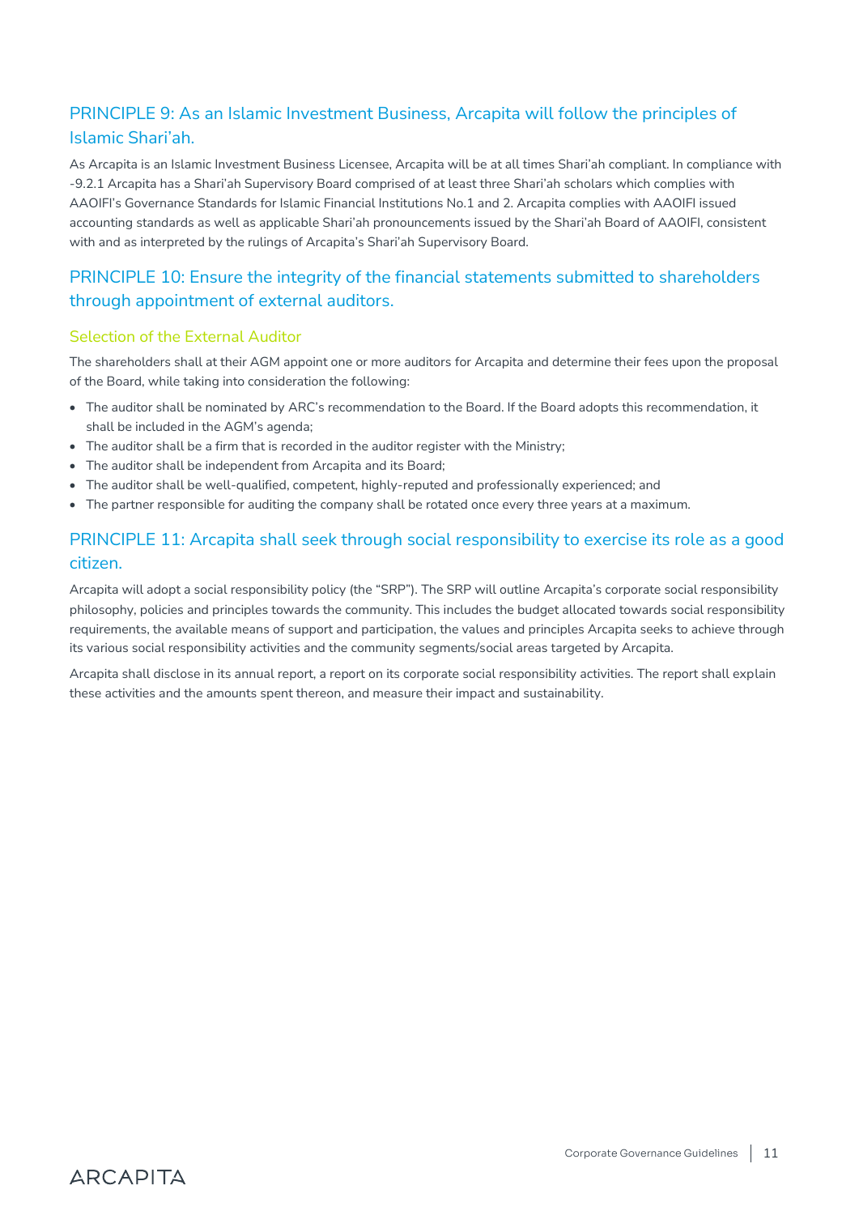## PRINCIPLE 9: As an Islamic Investment Business, Arcapita will follow the principles of Islamic Shari'ah.

As Arcapita is an Islamic Investment Business Licensee, Arcapita will be at all times Shari'ah compliant. In compliance with -9.2.1 Arcapita has a Shari'ah Supervisory Board comprised of at least three Shari'ah scholars which complies with AAOIFI's Governance Standards for Islamic Financial Institutions No.1 and 2. Arcapita complies with AAOIFI issued accounting standards as well as applicable Shari'ah pronouncements issued by the Shari'ah Board of AAOIFI, consistent with and as interpreted by the rulings of Arcapita's Shari'ah Supervisory Board.

## PRINCIPLE 10: Ensure the integrity of the financial statements submitted to shareholders through appointment of external auditors.

### Selection of the External Auditor

The shareholders shall at their AGM appoint one or more auditors for Arcapita and determine their fees upon the proposal of the Board, while taking into consideration the following:

- The auditor shall be nominated by ARC's recommendation to the Board. If the Board adopts this recommendation, it shall be included in the AGM's agenda;
- The auditor shall be a firm that is recorded in the auditor register with the Ministry;
- The auditor shall be independent from Arcapita and its Board;
- The auditor shall be well-qualified, competent, highly-reputed and professionally experienced; and
- The partner responsible for auditing the company shall be rotated once every three years at a maximum.

## PRINCIPLE 11: Arcapita shall seek through social responsibility to exercise its role as a good citizen.

Arcapita will adopt a social responsibility policy (the "SRP"). The SRP will outline Arcapita's corporate social responsibility philosophy, policies and principles towards the community. This includes the budget allocated towards social responsibility requirements, the available means of support and participation, the values and principles Arcapita seeks to achieve through its various social responsibility activities and the community segments/social areas targeted by Arcapita.

Arcapita shall disclose in its annual report, a report on its corporate social responsibility activities. The report shall explain these activities and the amounts spent thereon, and measure their impact and sustainability.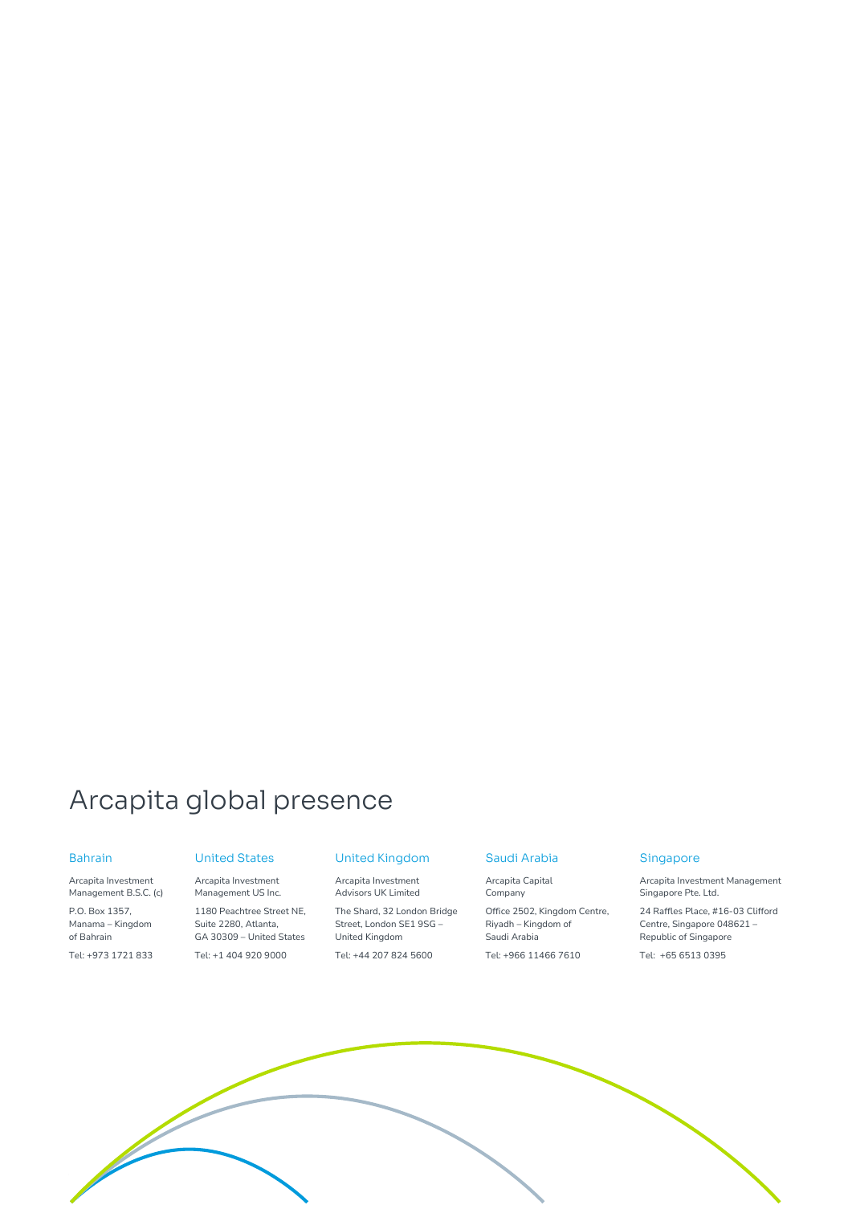# Arcapita global presence

### Bahrain

Arcapita Investment Management B.S.C. (c)

P.O. Box 1357, Manama – Kingdom of Bahrain

Tel: +973 1721 833

### United States

Arcapita Investment Management US Inc.

1180 Peachtree Street NE, Suite 2280, Atlanta, GA 30309 – United States

Tel: +1 404 920 9000

### United Kingdom

Arcapita Investment Advisors UK Limited

The Shard, 32 London Bridge Street, London SE1 9SG – United Kingdom

Tel: +44 207 824 5600

### Saudi Arabia

Arcapita Capital Company

Office 2502, Kingdom Centre, Riyadh – Kingdom of Saudi Arabia

Tel: +966 11466 7610

### Singapore

Arcapita Investment Management Singapore Pte. Ltd.

24 Raffles Place, #16-03 Clifford Centre, Singapore 048621 – Republic of Singapore

Tel: +65 6513 0395